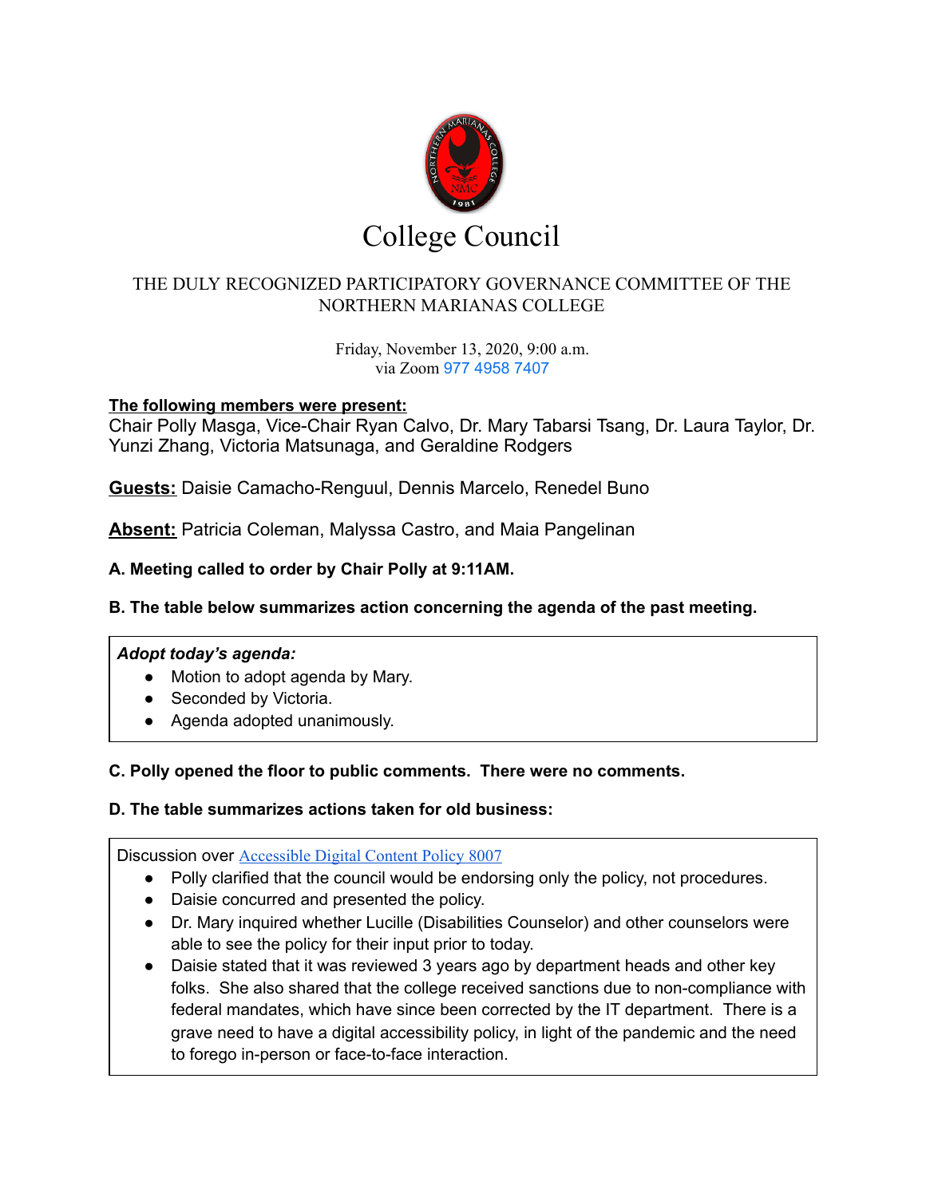# College Council

THE DULY RECOGNIZED PARTICIPATORY GOVERNANCE COMMITTEE OF THE NORTHERN MARIANAS COLLEGE

Friday, November 13, 2020, 9:00 a.m.
via Zoom 977 4958 7407

**The following members were present:**
Chair Polly Masga, Vice-Chair Ryan Calvo, Dr. Mary Tabarsi Tsang, Dr. Laura Taylor, Dr. Yunzi Zhang, Victoria Matsunaga, and Geraldine Rodgers

**Guests:** Daisie Camacho-Renguul, Dennis Marcelo, Renedel Buno

**Absent:** Patricia Coleman, Malyssa Castro, and Maia Pangelinan

**A. Meeting called to order by Chair Polly at 9:11AM.**

**B. The table below summarizes action concerning the agenda of the past meeting.**

***Adopt today's agenda:***

- Motion to adopt agenda by Mary.
- Seconded by Victoria.
- Agenda adopted unanimously.

**C. Polly opened the floor to public comments. There were no comments.**

**D. The table summarizes actions taken for old business:**

Discussion over Accessible Digital Content Policy 8007

- Polly clarified that the council would be endorsing only the policy, not procedures.
- Daisie concurred and presented the policy.
- Dr. Mary inquired whether Lucille (Disabilities Counselor) and other counselors were able to see the policy for their input prior to today.
- Daisie stated that it was reviewed 3 years ago by department heads and other key folks. She also shared that the college received sanctions due to non-compliance with federal mandates, which have since been corrected by the IT department. There is a grave need to have a digital accessibility policy, in light of the pandemic and the need to forego in-person or face-to-face interaction.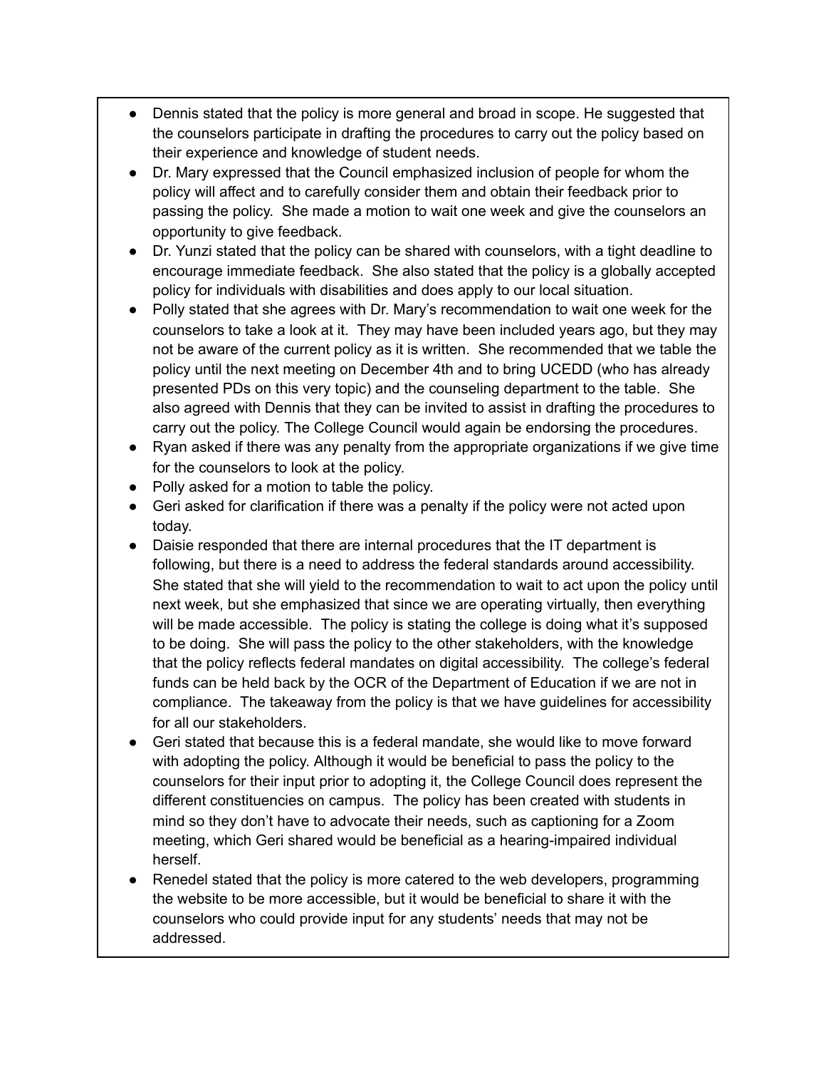- Dennis stated that the policy is more general and broad in scope. He suggested that the counselors participate in drafting the procedures to carry out the policy based on their experience and knowledge of student needs.
- Dr. Mary expressed that the Council emphasized inclusion of people for whom the policy will affect and to carefully consider them and obtain their feedback prior to passing the policy. She made a motion to wait one week and give the counselors an opportunity to give feedback.
- Dr. Yunzi stated that the policy can be shared with counselors, with a tight deadline to encourage immediate feedback. She also stated that the policy is a globally accepted policy for individuals with disabilities and does apply to our local situation.
- Polly stated that she agrees with Dr. Mary's recommendation to wait one week for the counselors to take a look at it. They may have been included years ago, but they may not be aware of the current policy as it is written. She recommended that we table the policy until the next meeting on December 4th and to bring UCEDD (who has already presented PDs on this very topic) and the counseling department to the table. She also agreed with Dennis that they can be invited to assist in drafting the procedures to carry out the policy. The College Council would again be endorsing the procedures.
- Ryan asked if there was any penalty from the appropriate organizations if we give time for the counselors to look at the policy.
- Polly asked for a motion to table the policy.
- Geri asked for clarification if there was a penalty if the policy were not acted upon today.
- Daisie responded that there are internal procedures that the IT department is following, but there is a need to address the federal standards around accessibility. She stated that she will yield to the recommendation to wait to act upon the policy until next week, but she emphasized that since we are operating virtually, then everything will be made accessible. The policy is stating the college is doing what it's supposed to be doing. She will pass the policy to the other stakeholders, with the knowledge that the policy reflects federal mandates on digital accessibility. The college's federal funds can be held back by the OCR of the Department of Education if we are not in compliance. The takeaway from the policy is that we have guidelines for accessibility for all our stakeholders.
- Geri stated that because this is a federal mandate, she would like to move forward with adopting the policy. Although it would be beneficial to pass the policy to the counselors for their input prior to adopting it, the College Council does represent the different constituencies on campus. The policy has been created with students in mind so they don't have to advocate their needs, such as captioning for a Zoom meeting, which Geri shared would be beneficial as a hearing-impaired individual herself.
- Renedel stated that the policy is more catered to the web developers, programming the website to be more accessible, but it would be beneficial to share it with the counselors who could provide input for any students' needs that may not be addressed.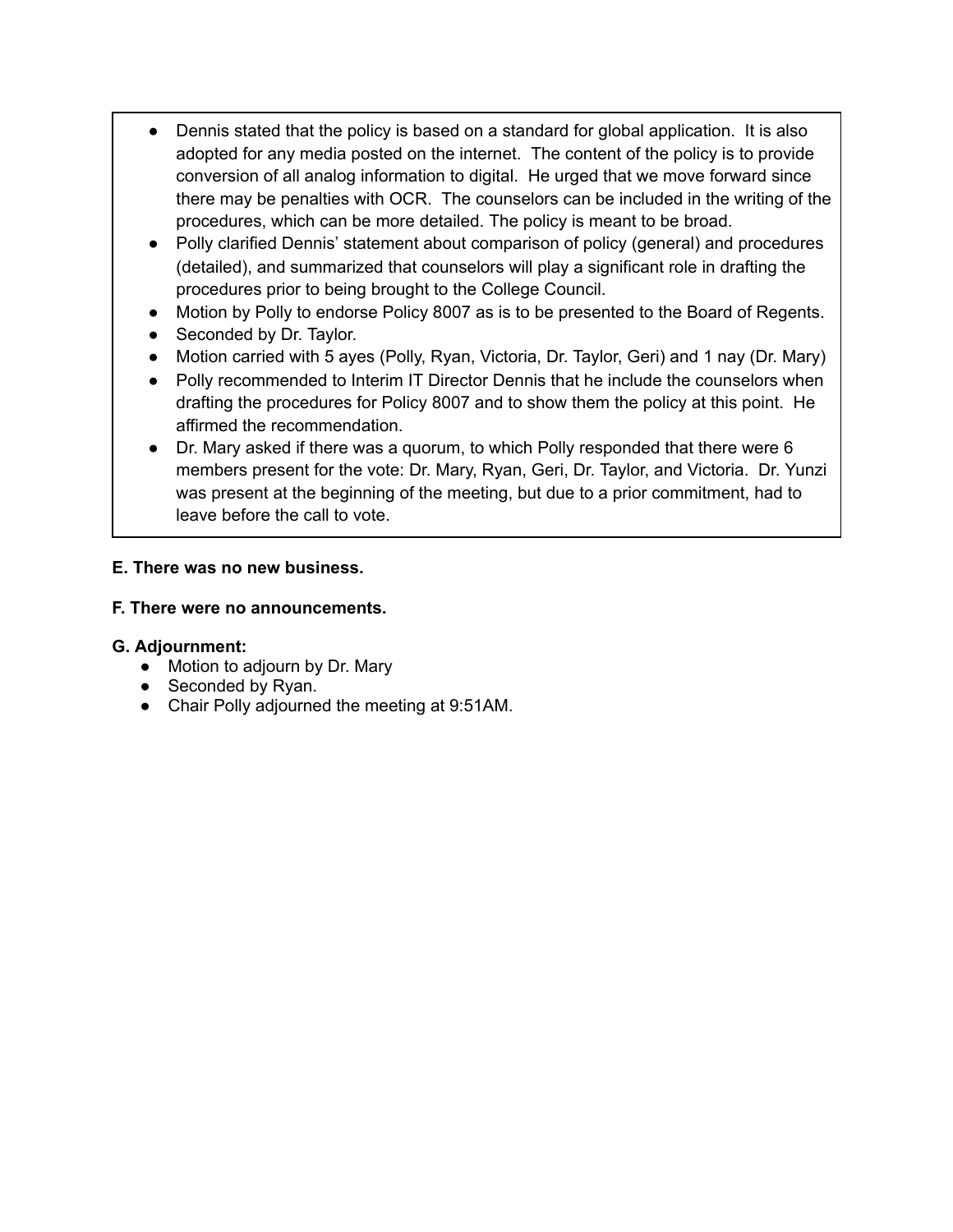- Dennis stated that the policy is based on a standard for global application. It is also adopted for any media posted on the internet. The content of the policy is to provide conversion of all analog information to digital. He urged that we move forward since there may be penalties with OCR. The counselors can be included in the writing of the procedures, which can be more detailed. The policy is meant to be broad.
- Polly clarified Dennis' statement about comparison of policy (general) and procedures (detailed), and summarized that counselors will play a significant role in drafting the procedures prior to being brought to the College Council.
- Motion by Polly to endorse Policy 8007 as is to be presented to the Board of Regents.
- Seconded by Dr. Taylor.
- Motion carried with 5 ayes (Polly, Ryan, Victoria, Dr. Taylor, Geri) and 1 nay (Dr. Mary)
- Polly recommended to Interim IT Director Dennis that he include the counselors when drafting the procedures for Policy 8007 and to show them the policy at this point. He affirmed the recommendation.
- Dr. Mary asked if there was a quorum, to which Polly responded that there were 6 members present for the vote: Dr. Mary, Ryan, Geri, Dr. Taylor, and Victoria. Dr. Yunzi was present at the beginning of the meeting, but due to a prior commitment, had to leave before the call to vote.

**E. There was no new business.**

**F. There were no announcements.**

**G. Adjournment:**

- Motion to adjourn by Dr. Mary
- Seconded by Ryan.
- Chair Polly adjourned the meeting at 9:51AM.